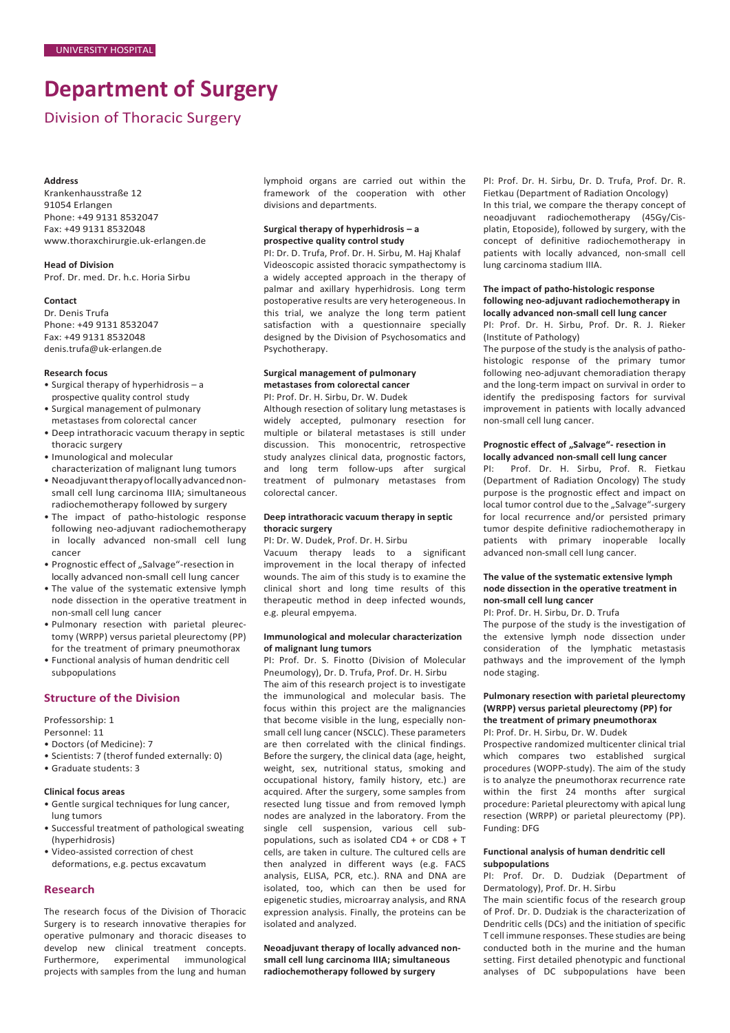UNIVERSITY HOSPITAL

# Department of Surgery

## Division of Thoracic Surgery

**Address**
Krankenhausstraße 12
91054 Erlangen
Phone: +49 9131 8532047
Fax: +49 9131 8532048
www.thoraxchirurgie.uk-erlangen.de

**Head of Division**
Prof. Dr. med. Dr. h.c. Horia Sirbu

**Contact**
Dr. Denis Trufa
Phone: +49 9131 8532047
Fax: +49 9131 8532048
denis.trufa@uk-erlangen.de

**Research focus**

- Surgical therapy of hyperhidrosis – a prospective quality control study
- Surgical management of pulmonary metastases from colorectal cancer
- Deep intrathoracic vacuum therapy in septic thoracic surgery
- Imunological and molecular characterization of malignant lung tumors
- Neoadjuvant therapy of locally advanced non-small cell lung carcinoma IIIA; simultaneous radiochemotherapy followed by surgery
- The impact of patho-histologic response following neo-adjuvant radiochemotherapy in locally advanced non-small cell lung cancer
- Prognostic effect of „Salvage"-resection in locally advanced non-small cell lung cancer
- The value of the systematic extensive lymph node dissection in the operative treatment in non-small cell lung cancer
- Pulmonary resection with parietal pleurectomy (WRPP) versus parietal pleurectomy (PP) for the treatment of primary pneumothorax
- Functional analysis of human dendritic cell subpopulations

### Structure of the Division

Professorship: 1
Personnel: 11

- Doctors (of Medicine): 7
- Scientists: 7 (therof funded externally: 0)
- Graduate students: 3

**Clinical focus areas**

- Gentle surgical techniques for lung cancer, lung tumors
- Successful treatment of pathological sweating (hyperhidrosis)
- Video-assisted correction of chest deformations, e.g. pectus excavatum

### Research

The research focus of the Division of Thoracic Surgery is to research innovative therapies for operative pulmonary and thoracic diseases to develop new clinical treatment concepts. Furthermore, experimental immunological projects with samples from the lung and human lymphoid organs are carried out within the framework of the cooperation with other divisions and departments.

**Surgical therapy of hyperhidrosis – a prospective quality control study**
PI: Dr. D. Trufa, Prof. Dr. H. Sirbu, M. Haj Khalaf
Videoscopic assisted thoracic sympathectomy is a widely accepted approach in the therapy of palmar and axillary hyperhidrosis. Long term postoperative results are very heterogeneous. In this trial, we analyze the long term patient satisfaction with a questionnaire specially designed by the Division of Psychosomatics and Psychotherapy.

**Surgical management of pulmonary metastases from colorectal cancer**
PI: Prof. Dr. H. Sirbu, Dr. W. Dudek
Although resection of solitary lung metastases is widely accepted, pulmonary resection for multiple or bilateral metastases is still under discussion. This monocentric, retrospective study analyzes clinical data, prognostic factors, and long term follow-ups after surgical treatment of pulmonary metastases from colorectal cancer.

**Deep intrathoracic vacuum therapy in septic thoracic surgery**
PI: Dr. W. Dudek, Prof. Dr. H. Sirbu
Vacuum therapy leads to a significant improvement in the local therapy of infected wounds. The aim of this study is to examine the clinical short and long time results of this therapeutic method in deep infected wounds, e.g. pleural empyema.

**Immunological and molecular characterization of malignant lung tumors**
PI: Prof. Dr. S. Finotto (Division of Molecular Pneumology), Dr. D. Trufa, Prof. Dr. H. Sirbu
The aim of this research project is to investigate the immunological and molecular basis. The focus within this project are the malignancies that become visible in the lung, especially non-small cell lung cancer (NSCLC). These parameters are then correlated with the clinical findings. Before the surgery, the clinical data (age, height, weight, sex, nutritional status, smoking and occupational history, family history, etc.) are acquired. After the surgery, some samples from resected lung tissue and from removed lymph nodes are analyzed in the laboratory. From the single cell suspension, various cell subpopulations, such as isolated CD4 + or CD8 + T cells, are taken in culture. The cultured cells are then analyzed in different ways (e.g. FACS analysis, ELISA, PCR, etc.). RNA and DNA are isolated, too, which can then be used for epigenetic studies, microarray analysis, and RNA expression analysis. Finally, the proteins can be isolated and analyzed.

**Neoadjuvant therapy of locally advanced non-small cell lung carcinoma IIIA; simultaneous radiochemotherapy followed by surgery**
PI: Prof. Dr. H. Sirbu, Dr. D. Trufa, Prof. Dr. R. Fietkau (Department of Radiation Oncology)
In this trial, we compare the therapy concept of neoadjuvant radiochemotherapy (45Gy/Cisplatin, Etoposide), followed by surgery, with the concept of definitive radiochemotherapy in patients with locally advanced, non-small cell lung carcinoma stadium IIIA.

**The impact of patho-histologic response following neo-adjuvant radiochemotherapy in locally advanced non-small cell lung cancer**
PI: Prof. Dr. H. Sirbu, Prof. Dr. R. J. Rieker (Institute of Pathology)
The purpose of the study is the analysis of patho-histologic response of the primary tumor following neo-adjuvant chemoradiation therapy and the long-term impact on survival in order to identify the predisposing factors for survival improvement in patients with locally advanced non-small cell lung cancer.

**Prognostic effect of „Salvage"- resection in locally advanced non-small cell lung cancer**
PI: Prof. Dr. H. Sirbu, Prof. R. Fietkau (Department of Radiation Oncology) The study purpose is the prognostic effect and impact on local tumor control due to the „Salvage"-surgery for local recurrence and/or persisted primary tumor despite definitive radiochemotherapy in patients with primary inoperable locally advanced non-small cell lung cancer.

**The value of the systematic extensive lymph node dissection in the operative treatment in non-small cell lung cancer**
PI: Prof. Dr. H. Sirbu, Dr. D. Trufa
The purpose of the study is the investigation of the extensive lymph node dissection under consideration of the lymphatic metastasis pathways and the improvement of the lymph node staging.

**Pulmonary resection with parietal pleurectomy (WRPP) versus parietal pleurectomy (PP) for the treatment of primary pneumothorax**
PI: Prof. Dr. H. Sirbu, Dr. W. Dudek
Prospective randomized multicenter clinical trial which compares two established surgical procedures (WOPP-study). The aim of the study is to analyze the pneumothorax recurrence rate within the first 24 months after surgical procedure: Parietal pleurectomy with apical lung resection (WRPP) or parietal pleurectomy (PP). Funding: DFG

**Functional analysis of human dendritic cell subpopulations**
PI: Prof. Dr. D. Dudziak (Department of Dermatology), Prof. Dr. H. Sirbu
The main scientific focus of the research group of Prof. Dr. D. Dudziak is the characterization of Dendritic cells (DCs) and the initiation of specific T cell immune responses. These studies are being conducted both in the murine and the human setting. First detailed phenotypic and functional analyses of DC subpopulations have been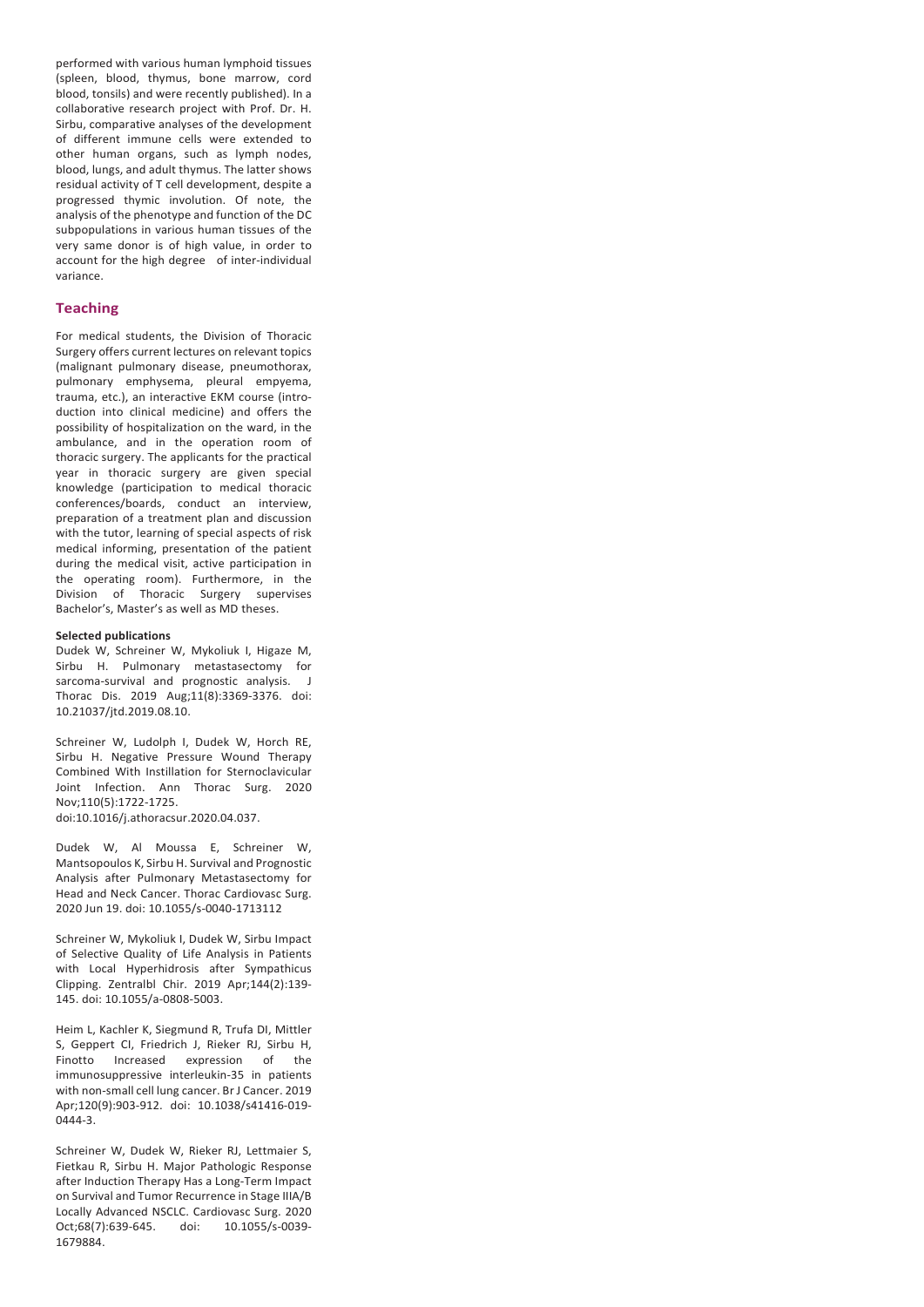performed with various human lymphoid tissues (spleen, blood, thymus, bone marrow, cord blood, tonsils) and were recently published). In a collaborative research project with Prof. Dr. H. Sirbu, comparative analyses of the development of different immune cells were extended to other human organs, such as lymph nodes, blood, lungs, and adult thymus. The latter shows residual activity of T cell development, despite a progressed thymic involution. Of note, the analysis of the phenotype and function of the DC subpopulations in various human tissues of the very same donor is of high value, in order to account for the high degree of inter-individual variance.

## Teaching

For medical students, the Division of Thoracic Surgery offers current lectures on relevant topics (malignant pulmonary disease, pneumothorax, pulmonary emphysema, pleural empyema, trauma, etc.), an interactive EKM course (introduction into clinical medicine) and offers the possibility of hospitalization on the ward, in the ambulance, and in the operation room of thoracic surgery. The applicants for the practical year in thoracic surgery are given special knowledge (participation to medical thoracic conferences/boards, conduct an interview, preparation of a treatment plan and discussion with the tutor, learning of special aspects of risk medical informing, presentation of the patient during the medical visit, active participation in the operating room). Furthermore, in the Division of Thoracic Surgery supervises Bachelor's, Master's as well as MD theses.

**Selected publications**

Dudek W, Schreiner W, Mykoliuk I, Higaze M, Sirbu H. Pulmonary metastasectomy for sarcoma-survival and prognostic analysis. J Thorac Dis. 2019 Aug;11(8):3369-3376. doi: 10.21037/jtd.2019.08.10.

Schreiner W, Ludolph I, Dudek W, Horch RE, Sirbu H. Negative Pressure Wound Therapy Combined With Instillation for Sternoclavicular Joint Infection. Ann Thorac Surg. 2020 Nov;110(5):1722-1725. doi:10.1016/j.athoracsur.2020.04.037.

Dudek W, Al Moussa E, Schreiner W, Mantsopoulos K, Sirbu H. Survival and Prognostic Analysis after Pulmonary Metastasectomy for Head and Neck Cancer. Thorac Cardiovasc Surg. 2020 Jun 19. doi: 10.1055/s-0040-1713112

Schreiner W, Mykoliuk I, Dudek W, Sirbu Impact of Selective Quality of Life Analysis in Patients with Local Hyperhidrosis after Sympathicus Clipping. Zentralbl Chir. 2019 Apr;144(2):139-145. doi: 10.1055/a-0808-5003.

Heim L, Kachler K, Siegmund R, Trufa DI, Mittler S, Geppert CI, Friedrich J, Rieker RJ, Sirbu H, Finotto Increased expression of the immunosuppressive interleukin-35 in patients with non-small cell lung cancer. Br J Cancer. 2019 Apr;120(9):903-912. doi: 10.1038/s41416-019-0444-3.

Schreiner W, Dudek W, Rieker RJ, Lettmaier S, Fietkau R, Sirbu H. Major Pathologic Response after Induction Therapy Has a Long-Term Impact on Survival and Tumor Recurrence in Stage IIIA/B Locally Advanced NSCLC. Cardiovasc Surg. 2020 Oct;68(7):639-645. doi: 10.1055/s-0039-1679884.